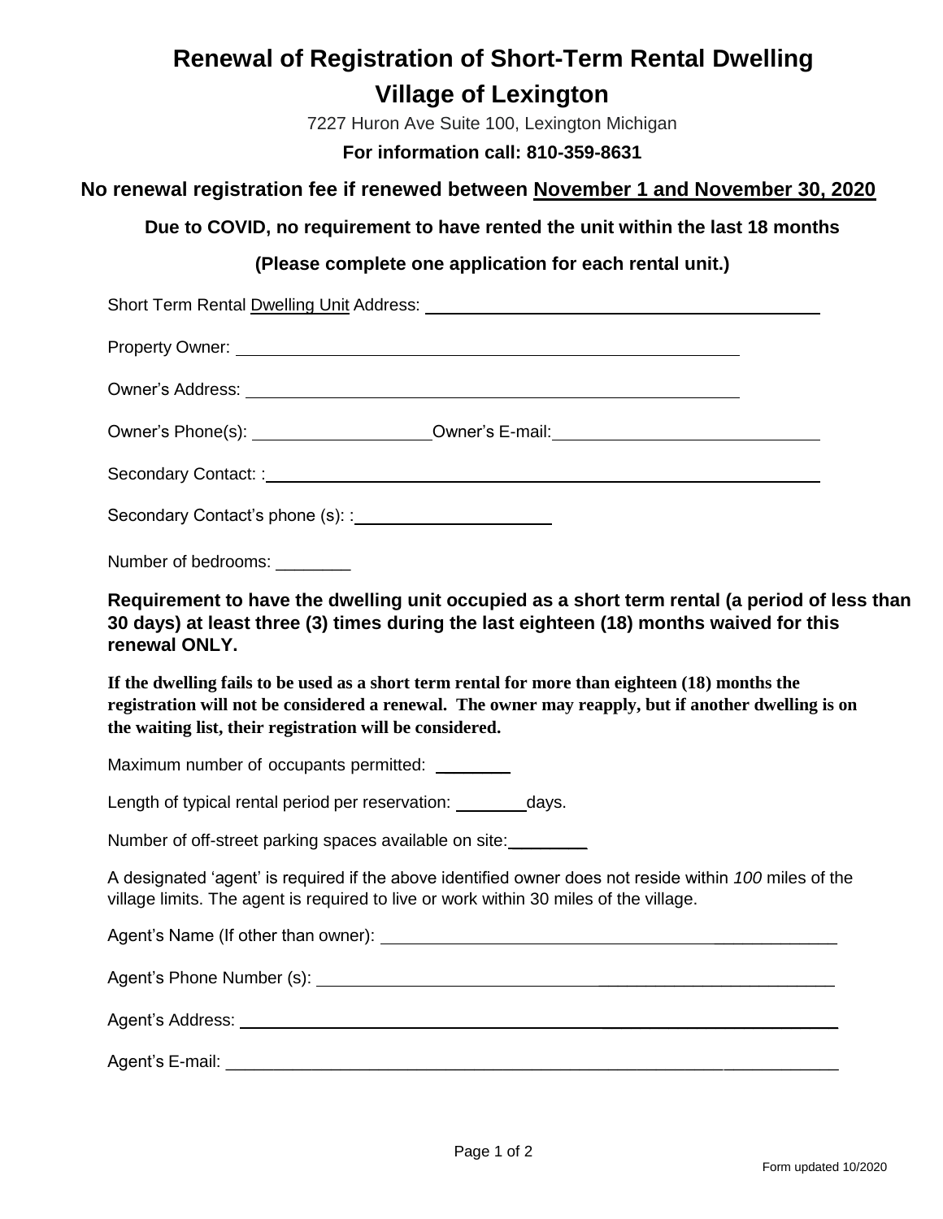# Renewal of Registration of Short-Term Rental Dwelling

# Village of Lexington

7227 Huron Ave Suite 100, Lexington Michigan

**For information call: 810-359-8631**

**No renewal registration fee if renewed between November 1 and November 30, 2020**

**Due to COVID, no requirement to have rented the unit within the last 18 months**

**(Please complete one application for each rental unit.)**

Short Term Rental Dwelling Unit Address: ________________________________________

Property Owner: ________________________________________

Owner's Address: ________________________________________

Owner's Phone(s): __________________ Owner's E-mail: __________________________

Secondary Contact: : ________________________________________

Secondary Contact's phone (s): : ____________________

Number of bedrooms: ________

**Requirement to have the dwelling unit occupied as a short term rental (a period of less than 30 days) at least three (3) times during the last eighteen (18) months waived for this renewal ONLY.**

**If the dwelling fails to be used as a short term rental for more than eighteen (18) months the registration will not be considered a renewal. The owner may reapply, but if another dwelling is on the waiting list, their registration will be considered.**

Maximum number of occupants permitted: ________

Length of typical rental period per reservation: ________ days.

Number of off-street parking spaces available on site: ________

A designated 'agent' is required if the above identified owner does not reside within *100* miles of the village limits. The agent is required to live or work within 30 miles of the village.

Agent's Name (If other than owner): ________________________________________

Agent's Phone Number (s): ________________________________________

Agent's Address: ________________________________________

Agent's E-mail: ________________________________________

Form updated 10/2020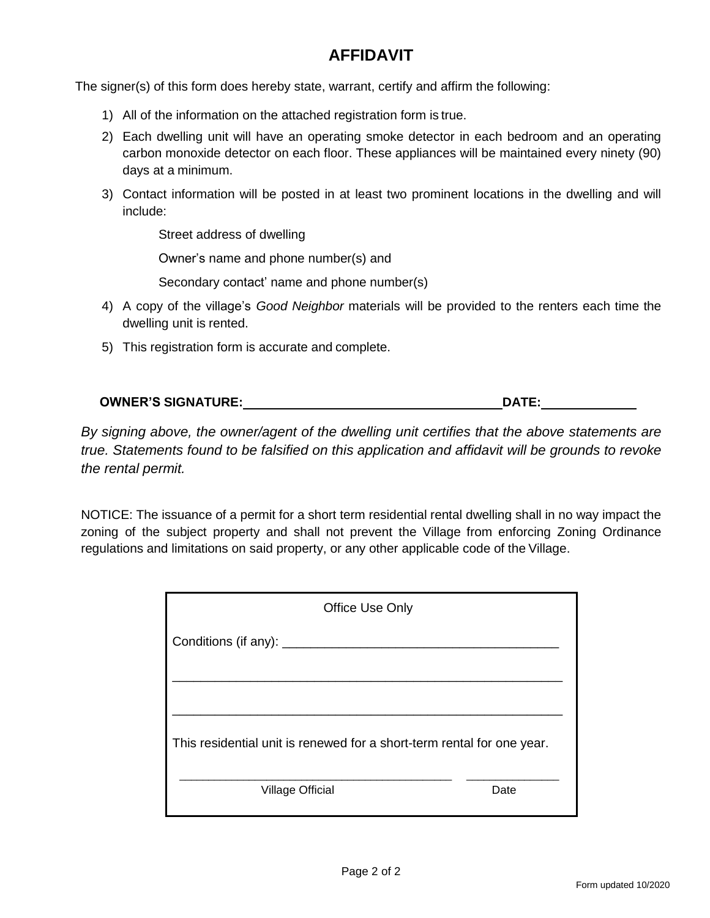# AFFIDAVIT

The signer(s) of this form does hereby state, warrant, certify and affirm the following:

1) All of the information on the attached registration form is true.
2) Each dwelling unit will have an operating smoke detector in each bedroom and an operating carbon monoxide detector on each floor. These appliances will be maintained every ninety (90) days at a minimum.
3) Contact information will be posted in at least two prominent locations in the dwelling and will include:

   Street address of dwelling

   Owner's name and phone number(s) and

   Secondary contact' name and phone number(s)

4) A copy of the village's *Good Neighbor* materials will be provided to the renters each time the dwelling unit is rented.
5) This registration form is accurate and complete.

**OWNER'S SIGNATURE:**\_\_\_\_\_\_\_\_\_\_\_\_\_\_\_\_\_\_\_\_\_\_\_\_\_\_\_\_\_\_\_\_\_\_\_\_ **DATE:**\_\_\_\_\_\_\_\_\_\_\_\_\_

*By signing above, the owner/agent of the dwelling unit certifies that the above statements are true. Statements found to be falsified on this application and affidavit will be grounds to revoke the rental permit.*

NOTICE: The issuance of a permit for a short term residential rental dwelling shall in no way impact the zoning of the subject property and shall not prevent the Village from enforcing Zoning Ordinance regulations and limitations on said property, or any other applicable code of the Village.

Office Use Only

Conditions (if any): \_\_\_\_\_\_\_\_\_\_\_\_\_\_\_\_\_\_\_\_\_\_\_\_\_\_\_\_\_\_\_\_\_\_\_\_\_\_\_

\_\_\_\_\_\_\_\_\_\_\_\_\_\_\_\_\_\_\_\_\_\_\_\_\_\_\_\_\_\_\_\_\_\_\_\_\_\_\_\_\_\_\_\_\_\_\_\_\_\_\_\_\_\_\_\_

\_\_\_\_\_\_\_\_\_\_\_\_\_\_\_\_\_\_\_\_\_\_\_\_\_\_\_\_\_\_\_\_\_\_\_\_\_\_\_\_\_\_\_\_\_\_\_\_\_\_\_\_\_\_\_\_

This residential unit is renewed for a short-term rental for one year.

\_\_\_\_\_\_\_\_\_\_\_\_\_\_\_\_\_\_\_\_\_\_\_\_\_\_\_\_\_\_\_\_\_\_\_\_\_\_\_\_ \_\_\_\_\_\_\_\_\_\_\_\_\_\_

Village Official Date

Form updated 10/2020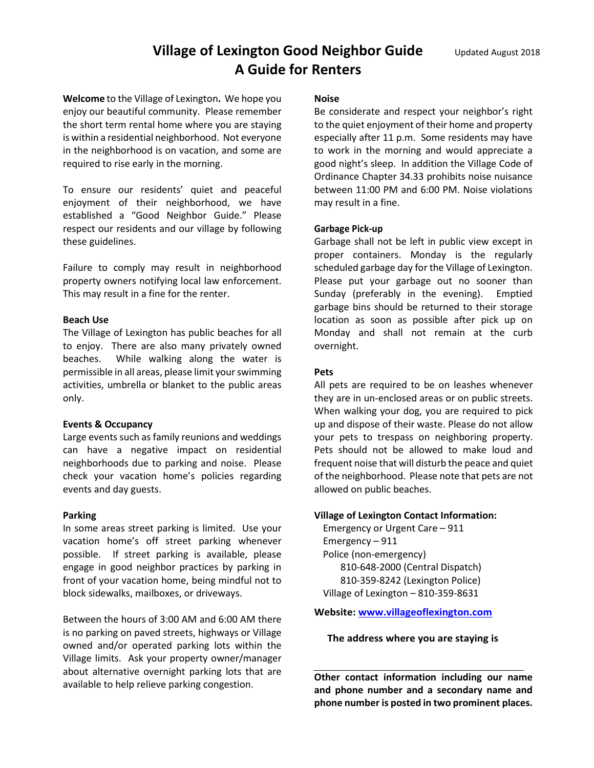# Village of Lexington Good Neighbor Guide

Updated August 2018

## A Guide for Renters

**Welcome** to the Village of Lexington**.** We hope you enjoy our beautiful community. Please remember the short term rental home where you are staying is within a residential neighborhood. Not everyone in the neighborhood is on vacation, and some are required to rise early in the morning.

To ensure our residents' quiet and peaceful enjoyment of their neighborhood, we have established a "Good Neighbor Guide." Please respect our residents and our village by following these guidelines.

Failure to comply may result in neighborhood property owners notifying local law enforcement. This may result in a fine for the renter.

**Beach Use**

The Village of Lexington has public beaches for all to enjoy. There also many privately owned beaches. While walking along the water is permissible in all areas, please limit your swimming activities, umbrella or blanket to the public areas only.

**Events & Occupancy**

Large events such as family reunions and weddings can have a negative impact on residential neighborhoods due to parking and noise. Please check your vacation home's policies regarding events and day guests.

**Parking**

In some areas street parking is limited. Use your vacation home's off street parking whenever possible. If street parking is available, please engage in good neighbor practices by parking in front of your vacation home, being mindful not to block sidewalks, mailboxes, or driveways.

Between the hours of 3:00 AM and 6:00 AM there is no parking on paved streets, highways or Village owned and/or operated parking lots within the Village limits. Ask your property owner/manager about alternative overnight parking lots that are available to help relieve parking congestion.

**Noise**

Be considerate and respect your neighbor's right to the quiet enjoyment of their home and property especially after 11 p.m. Some residents may have to work in the morning and would appreciate a good night's sleep. In addition the Village Code of Ordinance Chapter 34.33 prohibits noise nuisance between 11:00 PM and 6:00 PM. Noise violations may result in a fine.

**Garbage Pick-up**

Garbage shall not be left in public view except in proper containers. Monday is the regularly scheduled garbage day for the Village of Lexington. Please put your garbage out no sooner than Sunday (preferably in the evening). Emptied garbage bins should be returned to their storage location as soon as possible after pick up on Monday and shall not remain at the curb overnight.

**Pets**

All pets are required to be on leashes whenever they are in un-enclosed areas or on public streets. When walking your dog, you are required to pick up and dispose of their waste. Please do not allow your pets to trespass on neighboring property. Pets should not be allowed to make loud and frequent noise that will disturb the peace and quiet of the neighborhood. Please note that pets are not allowed on public beaches.

**Village of Lexington Contact Information:**

Emergency or Urgent Care – 911
Emergency – 911
Police (non-emergency)
810-648-2000 (Central Dispatch)
810-359-8242 (Lexington Police)
Village of Lexington – 810-359-8631

**Website: [www.villageoflexington.com](http://www.villageoflexington.com)**

**The address where you are staying is**

______________________________________

**Other contact information including our name and phone number and a secondary name and phone number is posted in two prominent places.**